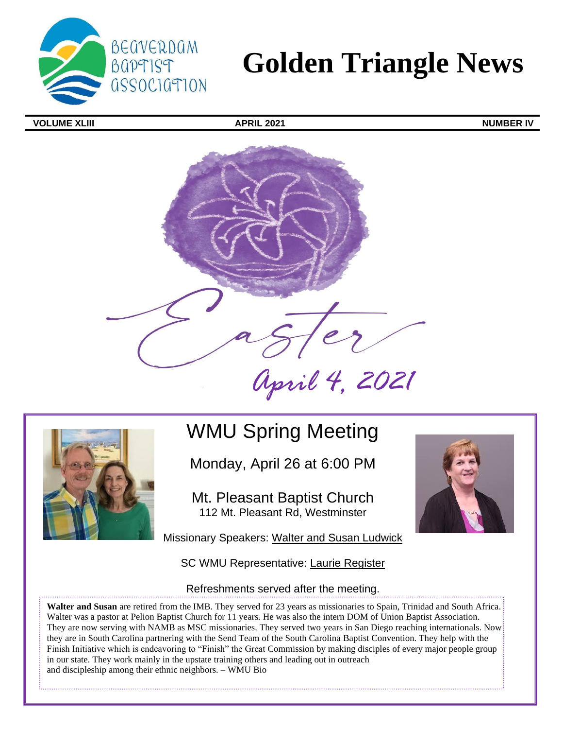Beaverdam Baptist Association

# Golden Triangle News

**VOLUME XLIII** | **APRIL 2021** | **NUMBER IV**

Easter

April 4, 2021

## WMU Spring Meeting

Monday, April 26 at 6:00 PM

Mt. Pleasant Baptist Church
112 Mt. Pleasant Rd, Westminster

Missionary Speakers: Walter and Susan Ludwick

SC WMU Representative: Laurie Register

Refreshments served after the meeting.

**Walter and Susan** are retired from the IMB. They served for 23 years as missionaries to Spain, Trinidad and South Africa. Walter was a pastor at Pelion Baptist Church for 11 years. He was also the intern DOM of Union Baptist Association. They are now serving with NAMB as MSC missionaries. They served two years in San Diego reaching internationals. Now they are in South Carolina partnering with the Send Team of the South Carolina Baptist Convention. They help with the Finish Initiative which is endeavoring to "Finish" the Great Commission by making disciples of every major people group in our state. They work mainly in the upstate training others and leading out in outreach and discipleship among their ethnic neighbors. – WMU Bio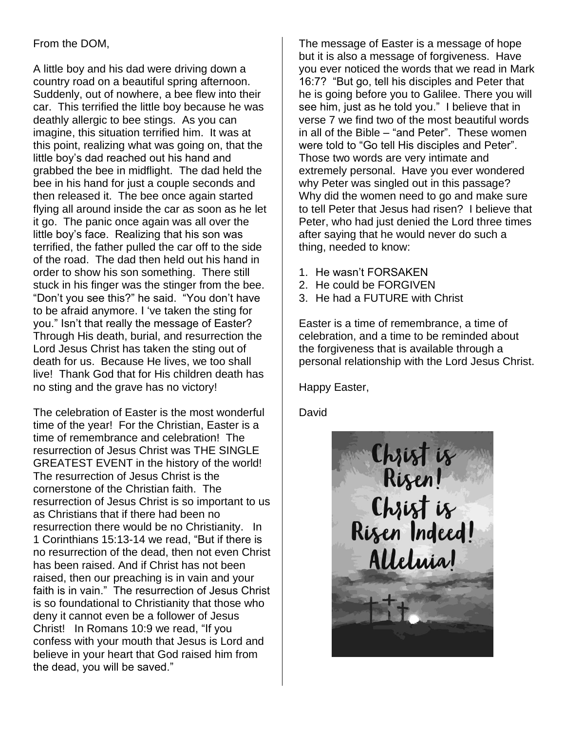From the DOM,

A little boy and his dad were driving down a country road on a beautiful spring afternoon. Suddenly, out of nowhere, a bee flew into their car. This terrified the little boy because he was deathly allergic to bee stings. As you can imagine, this situation terrified him. It was at this point, realizing what was going on, that the little boy's dad reached out his hand and grabbed the bee in midflight. The dad held the bee in his hand for just a couple seconds and then released it. The bee once again started flying all around inside the car as soon as he let it go. The panic once again was all over the little boy's face. Realizing that his son was terrified, the father pulled the car off to the side of the road. The dad then held out his hand in order to show his son something. There still stuck in his finger was the stinger from the bee. "Don't you see this?" he said. "You don't have to be afraid anymore. I 've taken the sting for you." Isn't that really the message of Easter? Through His death, burial, and resurrection the Lord Jesus Christ has taken the sting out of death for us. Because He lives, we too shall live! Thank God that for His children death has no sting and the grave has no victory!

The celebration of Easter is the most wonderful time of the year! For the Christian, Easter is a time of remembrance and celebration! The resurrection of Jesus Christ was THE SINGLE GREATEST EVENT in the history of the world! The resurrection of Jesus Christ is the cornerstone of the Christian faith. The resurrection of Jesus Christ is so important to us as Christians that if there had been no resurrection there would be no Christianity. In 1 Corinthians 15:13-14 we read, "But if there is no resurrection of the dead, then not even Christ has been raised. And if Christ has not been raised, then our preaching is in vain and your faith is in vain." The resurrection of Jesus Christ is so foundational to Christianity that those who deny it cannot even be a follower of Jesus Christ! In Romans 10:9 we read, "If you confess with your mouth that Jesus is Lord and believe in your heart that God raised him from the dead, you will be saved."

The message of Easter is a message of hope but it is also a message of forgiveness. Have you ever noticed the words that we read in Mark 16:7? "But go, tell his disciples and Peter that he is going before you to Galilee. There you will see him, just as he told you." I believe that in verse 7 we find two of the most beautiful words in all of the Bible – "and Peter". These women were told to "Go tell His disciples and Peter". Those two words are very intimate and extremely personal. Have you ever wondered why Peter was singled out in this passage? Why did the women need to go and make sure to tell Peter that Jesus had risen? I believe that Peter, who had just denied the Lord three times after saying that he would never do such a thing, needed to know:

1. He wasn't FORSAKEN
2. He could be FORGIVEN
3. He had a FUTURE with Christ

Easter is a time of remembrance, a time of celebration, and a time to be reminded about the forgiveness that is available through a personal relationship with the Lord Jesus Christ.

Happy Easter,

David

Christ is Risen! Christ is Risen Indeed! Alleluia!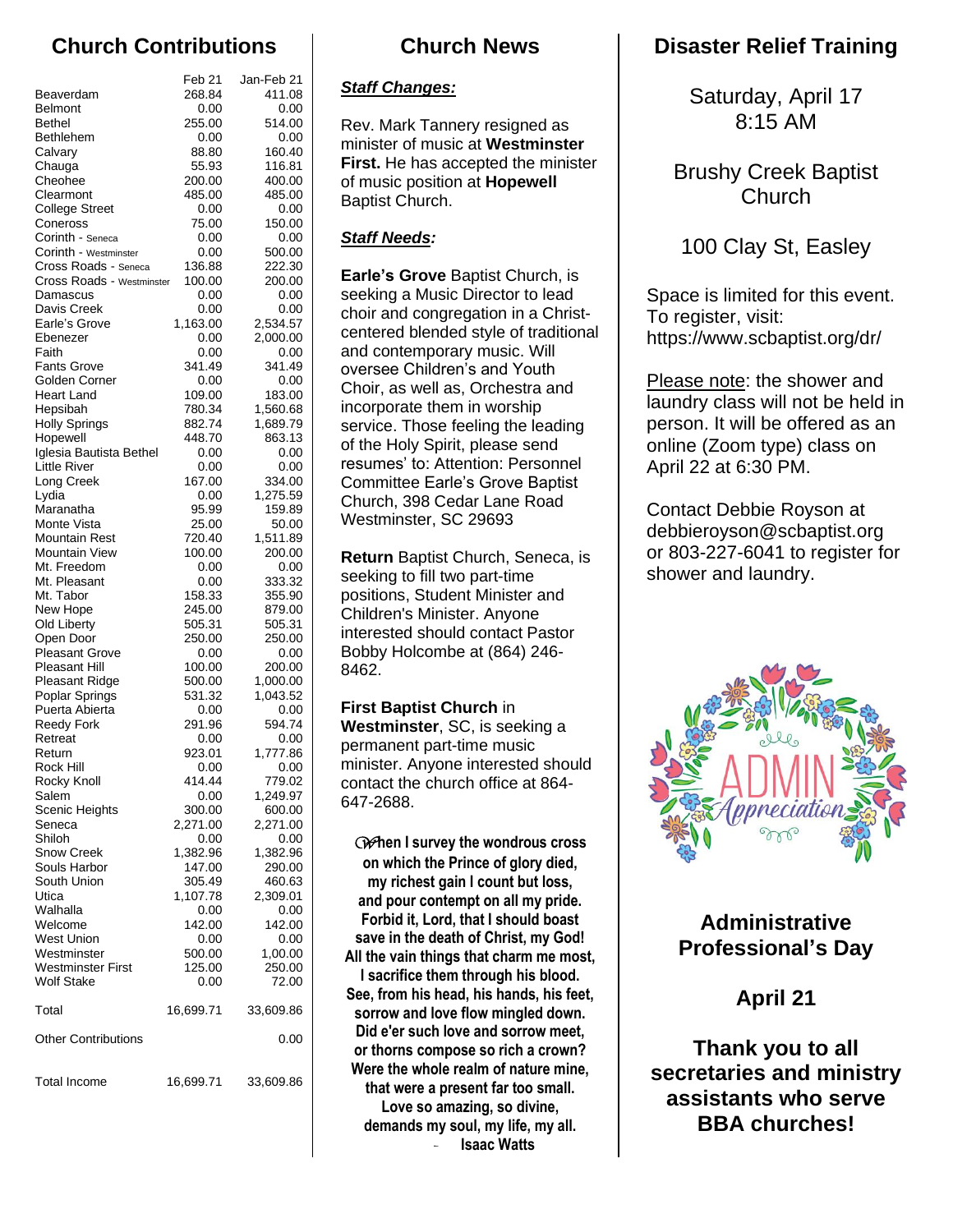## Church Contributions

| | Feb 21 | Jan-Feb 21 |
|---|---|---|
| Beaverdam | 268.84 | 411.08 |
| Belmont | 0.00 | 0.00 |
| Bethel | 255.00 | 514.00 |
| Bethlehem | 0.00 | 0.00 |
| Calvary | 88.80 | 160.40 |
| Chauga | 55.93 | 116.81 |
| Cheohee | 200.00 | 400.00 |
| Clearmont | 485.00 | 485.00 |
| College Street | 0.00 | 0.00 |
| Coneross | 75.00 | 150.00 |
| Corinth - Seneca | 0.00 | 0.00 |
| Corinth - Westminster | 0.00 | 500.00 |
| Cross Roads - Seneca | 136.88 | 222.30 |
| Cross Roads - Westminster | 100.00 | 200.00 |
| Damascus | 0.00 | 0.00 |
| Davis Creek | 0.00 | 0.00 |
| Earle's Grove | 1,163.00 | 2,534.57 |
| Ebenezer | 0.00 | 2,000.00 |
| Faith | 0.00 | 0.00 |
| Fants Grove | 341.49 | 341.49 |
| Golden Corner | 0.00 | 0.00 |
| Heart Land | 109.00 | 183.00 |
| Hepsibah | 780.34 | 1,560.68 |
| Holly Springs | 882.74 | 1,689.79 |
| Hopewell | 448.70 | 863.13 |
| Iglesia Bautista Bethel | 0.00 | 0.00 |
| Little River | 0.00 | 0.00 |
| Long Creek | 167.00 | 334.00 |
| Lydia | 0.00 | 1,275.59 |
| Maranatha | 95.99 | 159.89 |
| Monte Vista | 25.00 | 50.00 |
| Mountain Rest | 720.40 | 1,511.89 |
| Mountain View | 100.00 | 200.00 |
| Mt. Freedom | 0.00 | 0.00 |
| Mt. Pleasant | 0.00 | 333.32 |
| Mt. Tabor | 158.33 | 355.90 |
| New Hope | 245.00 | 879.00 |
| Old Liberty | 505.31 | 505.31 |
| Open Door | 250.00 | 250.00 |
| Pleasant Grove | 0.00 | 0.00 |
| Pleasant Hill | 100.00 | 200.00 |
| Pleasant Ridge | 500.00 | 1,000.00 |
| Poplar Springs | 531.32 | 1,043.52 |
| Puerta Abierta | 0.00 | 0.00 |
| Reedy Fork | 291.96 | 594.74 |
| Retreat | 0.00 | 0.00 |
| Return | 923.01 | 1,777.86 |
| Rock Hill | 0.00 | 0.00 |
| Rocky Knoll | 414.44 | 779.02 |
| Salem | 0.00 | 1,249.97 |
| Scenic Heights | 300.00 | 600.00 |
| Seneca | 2,271.00 | 2,271.00 |
| Shiloh | 0.00 | 0.00 |
| Snow Creek | 1,382.96 | 1,382.96 |
| Souls Harbor | 147.00 | 290.00 |
| South Union | 305.49 | 460.63 |
| Utica | 1,107.78 | 2,309.01 |
| Walhalla | 0.00 | 0.00 |
| Welcome | 142.00 | 142.00 |
| West Union | 0.00 | 0.00 |
| Westminster | 500.00 | 1,00.00 |
| Westminster First | 125.00 | 250.00 |
| Wolf Stake | 0.00 | 72.00 |
| Total | 16,699.71 | 33,609.86 |
| Other Contributions | | 0.00 |
| Total Income | 16,699.71 | 33,609.86 |

## Church News

***Staff Changes:***

Rev. Mark Tannery resigned as minister of music at **Westminster First.** He has accepted the minister of music position at **Hopewell** Baptist Church.

***Staff Needs:***

**Earle's Grove** Baptist Church, is seeking a Music Director to lead choir and congregation in a Christ-centered blended style of traditional and contemporary music. Will oversee Children's and Youth Choir, as well as, Orchestra and incorporate them in worship service. Those feeling the leading of the Holy Spirit, please send resumes' to: Attention: Personnel Committee Earle's Grove Baptist Church, 398 Cedar Lane Road Westminster, SC 29693

**Return** Baptist Church, Seneca, is seeking to fill two part-time positions, Student Minister and Children's Minister. Anyone interested should contact Pastor Bobby Holcombe at (864) 246-8462.

**First Baptist Church** in **Westminster**, SC, is seeking a permanent part-time music minister. Anyone interested should contact the church office at 864-647-2688.

**When I survey the wondrous cross on which the Prince of glory died, my richest gain I count but loss, and pour contempt on all my pride. Forbid it, Lord, that I should boast save in the death of Christ, my God! All the vain things that charm me most, I sacrifice them through his blood. See, from his head, his hands, his feet, sorrow and love flow mingled down. Did e'er such love and sorrow meet, or thorns compose so rich a crown? Were the whole realm of nature mine, that were a present far too small. Love so amazing, so divine, demands my soul, my life, my all.**
**- Isaac Watts**

## Disaster Relief Training

Saturday, April 17
8:15 AM

Brushy Creek Baptist Church

100 Clay St, Easley

Space is limited for this event. To register, visit: https://www.scbaptist.org/dr/

Please note: the shower and laundry class will not be held in person. It will be offered as an online (Zoom type) class on April 22 at 6:30 PM.

Contact Debbie Royson at debbieroyson@scbaptist.org or 803-227-6041 to register for shower and laundry.

ADMIN Appreciation

**Administrative Professional's Day**

**April 21**

**Thank you to all secretaries and ministry assistants who serve BBA churches!**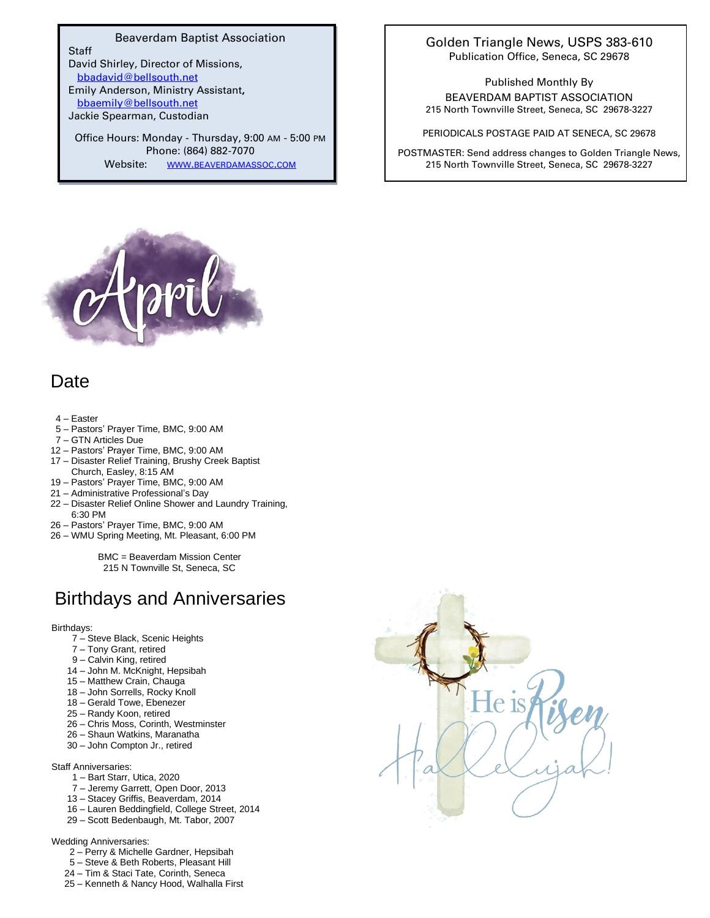Beaverdam Baptist Association

Staff
David Shirley, Director of Missions,
bbadavid@bellsouth.net
Emily Anderson, Ministry Assistant,
bbaemily@bellsouth.net
Jackie Spearman, Custodian

Office Hours: Monday - Thursday, 9:00 AM - 5:00 PM
Phone: (864) 882-7070
Website: WWW.BEAVERDAMASSOC.COM

Golden Triangle News, USPS 383-610
Publication Office, Seneca, SC 29678

Published Monthly By
BEAVERDAM BAPTIST ASSOCIATION
215 North Townville Street, Seneca, SC 29678-3227

PERIODICALS POSTAGE PAID AT SENECA, SC 29678

POSTMASTER: Send address changes to Golden Triangle News, 215 North Townville Street, Seneca, SC 29678-3227

# April

## Date

- 4 – Easter
- 5 – Pastors' Prayer Time, BMC, 9:00 AM
- 7 – GTN Articles Due
- 12 – Pastors' Prayer Time, BMC, 9:00 AM
- 17 – Disaster Relief Training, Brushy Creek Baptist Church, Easley, 8:15 AM
- 19 – Pastors' Prayer Time, BMC, 9:00 AM
- 21 – Administrative Professional's Day
- 22 – Disaster Relief Online Shower and Laundry Training, 6:30 PM
- 26 – Pastors' Prayer Time, BMC, 9:00 AM
- 26 – WMU Spring Meeting, Mt. Pleasant, 6:00 PM

BMC = Beaverdam Mission Center
215 N Townville St, Seneca, SC

## Birthdays and Anniversaries

Birthdays:

- 7 – Steve Black, Scenic Heights
- 7 – Tony Grant, retired
- 9 – Calvin King, retired
- 14 – John M. McKnight, Hepsibah
- 15 – Matthew Crain, Chauga
- 18 – John Sorrells, Rocky Knoll
- 18 – Gerald Towe, Ebenezer
- 25 – Randy Koon, retired
- 26 – Chris Moss, Corinth, Westminster
- 26 – Shaun Watkins, Maranatha
- 30 – John Compton Jr., retired

Staff Anniversaries:

- 1 – Bart Starr, Utica, 2020
- 7 – Jeremy Garrett, Open Door, 2013
- 13 – Stacey Griffis, Beaverdam, 2014
- 16 – Lauren Beddingfield, College Street, 2014
- 29 – Scott Bedenbaugh, Mt. Tabor, 2007

Wedding Anniversaries:

- 2 – Perry & Michelle Gardner, Hepsibah
- 5 – Steve & Beth Roberts, Pleasant Hill
- 24 – Tim & Staci Tate, Corinth, Seneca
- 25 – Kenneth & Nancy Hood, Walhalla First

He is Risen
Hallelujah!